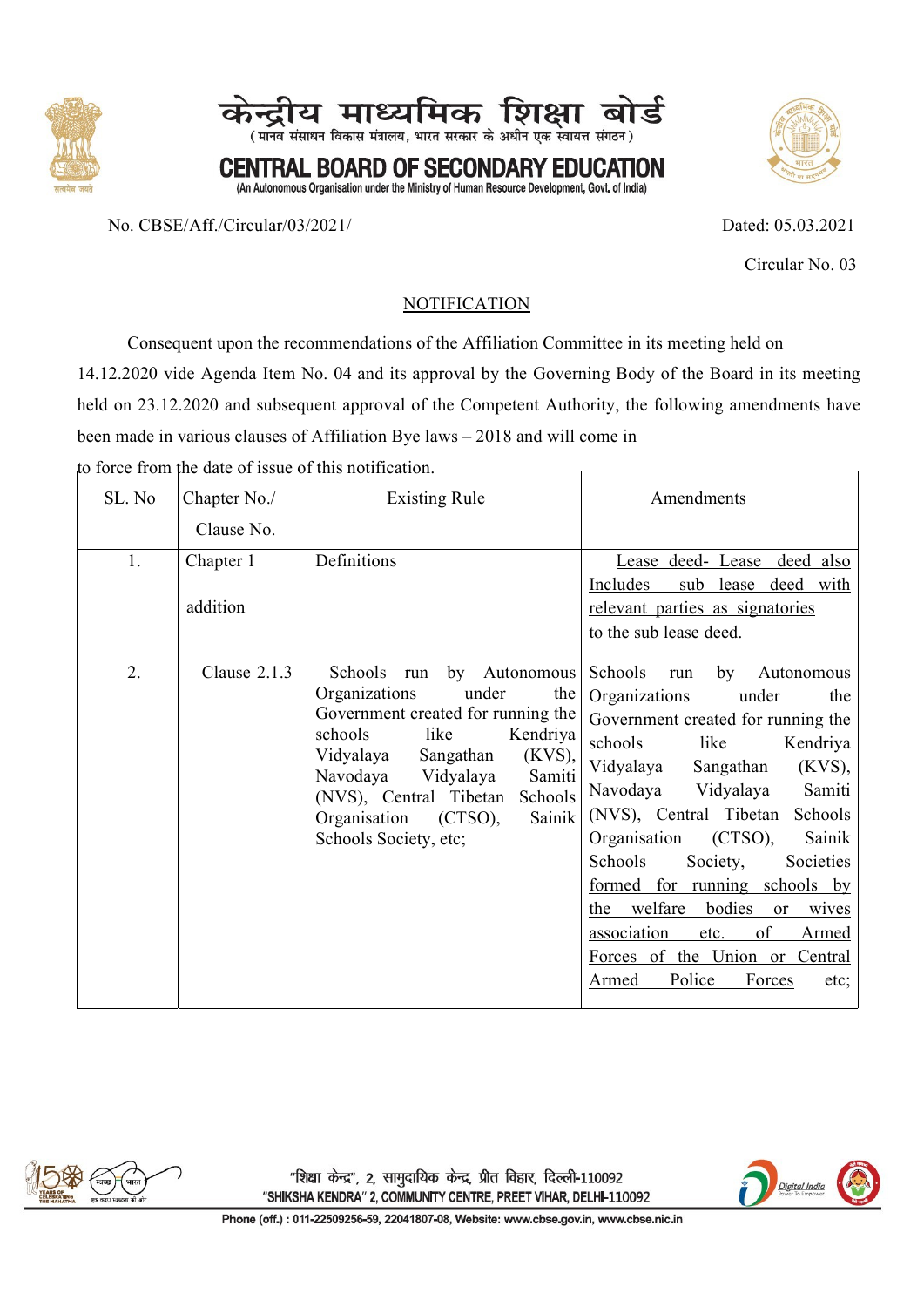# केन्द्रीय माध्यमिक शिक्षा बोर्ड

(मानव संसाधन विकास मंत्रालय, भारत सरकार के अधीन एक स्वायत्त संगठन)

# CENTRAL BOARD OF SECONDARY EDUCATION

(An Autonomous Organisation under the Ministry of Human Resource Development, Govt. of India)

No. CBSE/Aff./Circular/03/2021/

Dated: 05.03.2021

Circular No. 03

## NOTIFICATION

Consequent upon the recommendations of the Affiliation Committee in its meeting held on 14.12.2020 vide Agenda Item No. 04 and its approval by the Governing Body of the Board in its meeting held on 23.12.2020 and subsequent approval of the Competent Authority, the following amendments have been made in various clauses of Affiliation Bye laws – 2018 and will come in to force from the date of issue of this notification.

| SL. No | Chapter No./ Clause No. | Existing Rule | Amendments |
|---|---|---|---|
| 1. | Chapter 1 addition | Definitions | Lease deed- Lease deed also Includes sub lease deed with relevant parties as signatories to the sub lease deed. |
| 2. | Clause 2.1.3 | Schools run by Autonomous Organizations under the Government created for running the schools like Kendriya Vidyalaya Sangathan (KVS), Navodaya Vidyalaya Samiti (NVS), Central Tibetan Schools Organisation (CTSO), Sainik Schools Society, etc; | Schools run by Autonomous Organizations under the Government created for running the schools like Kendriya Vidyalaya Sangathan (KVS), Navodaya Vidyalaya Samiti (NVS), Central Tibetan Schools Organisation (CTSO), Sainik Schools Society, Societies formed for running schools by the welfare bodies or wives association etc. of Armed Forces of the Union or Central Armed Police Forces etc; |

"शिक्षा केन्द्र", 2, सामुदायिक केन्द्र, प्रीत विहार, दिल्ली-110092
"SHIKSHA KENDRA" 2, COMMUNITY CENTRE, PREET VIHAR, DELHI-110092
Phone (off.) : 011-22509256-59, 22041807-08, Website: www.cbse.gov.in, www.cbse.nic.in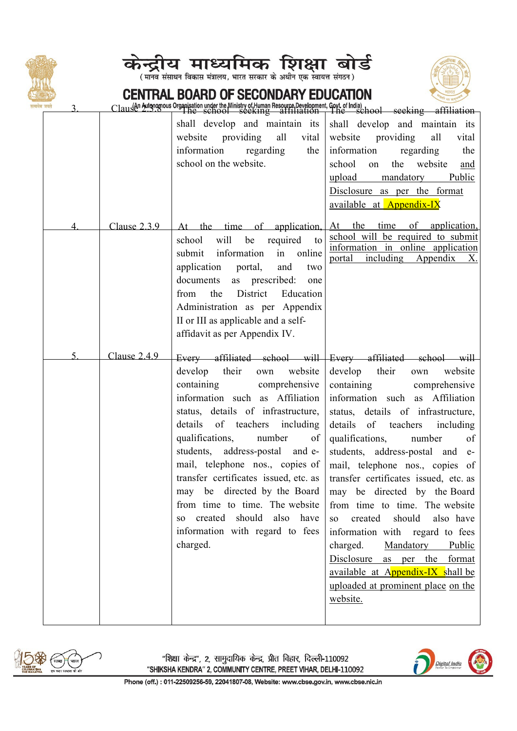| | | | |
|---|---|---|---|
| 3. | Clause 2.3.8 | The school seeking affiliation shall develop and maintain its website providing all vital information regarding the school on the website. | The school seeking affiliation shall develop and maintain its website providing all vital information regarding the school on the website and upload mandatory Public Disclosure as per the format available at Appendix-IX |
| 4. | Clause 2.3.9 | At the time of application, school will be required to submit information in online application portal, and two documents as prescribed: one from the District Education Administration as per Appendix II or III as applicable and a self-affidavit as per Appendix IV. | At the time of application, school will be required to submit information in online application portal including Appendix X. |
| 5. | Clause 2.4.9 | Every affiliated school will develop their own website containing comprehensive information such as Affiliation status, details of infrastructure, details of teachers including qualifications, number of students, address-postal and e-mail, telephone nos., copies of transfer certificates issued, etc. as may be directed by the Board from time to time. The website so created should also have information with regard to fees charged. | Every affiliated school will develop their own website containing comprehensive information such as Affiliation status, details of infrastructure, details of teachers including qualifications, number of students, address-postal and e-mail, telephone nos., copies of transfer certificates issued, etc. as may be directed by the Board from time to time. The website so created should also have information with regard to fees charged. Mandatory Public Disclosure as per the format available at Appendix-IX shall be uploaded at prominent place on the website. |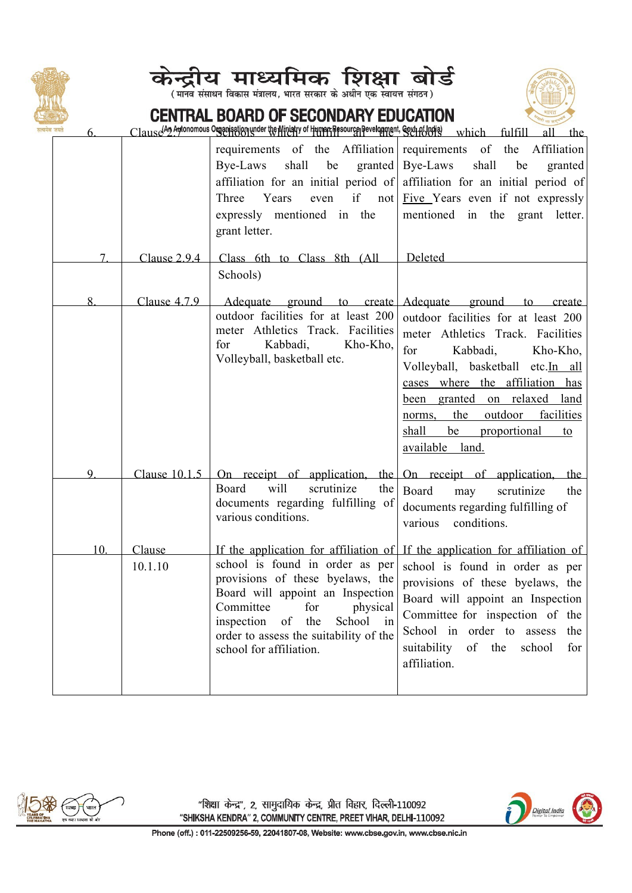| 6. | Clause 2.7 | Schools which fulfill all the requirements of the Affiliation Bye-Laws shall be granted affiliation for an initial period of Three Years even if not expressly mentioned in the grant letter. | Schools which fulfill all the requirements of the Affiliation Bye-Laws shall be granted affiliation for an initial period of Five Years even if not expressly mentioned in the grant letter. |
|---|---|---|---|
| 7. | Clause 2.9.4 | Class 6th to Class 8th (All Schools) | Deleted |
| 8. | Clause 4.7.9 | Adequate ground to create outdoor facilities for at least 200 meter Athletics Track. Facilities for Kabbadi, Kho-Kho, Volleyball, basketball etc. | Adequate ground to create outdoor facilities for at least 200 meter Athletics Track. Facilities for Kabbadi, Kho-Kho, Volleyball, basketball etc.In all cases where the affiliation has been granted on relaxed land norms, the outdoor facilities shall be proportional to available land. |
| 9. | Clause 10.1.5 | On receipt of application, the Board will scrutinize the documents regarding fulfilling of various conditions. | On receipt of application, the Board may scrutinize the documents regarding fulfilling of various conditions. |
| 10. | Clause 10.1.10 | If the application for affiliation of school is found in order as per provisions of these byelaws, the Board will appoint an Inspection Committee for physical inspection of the School in order to assess the suitability of the school for affiliation. | If the application for affiliation of school is found in order as per provisions of these byelaws, the Board will appoint an Inspection Committee for inspection of the School in order to assess the suitability of the school for affiliation. |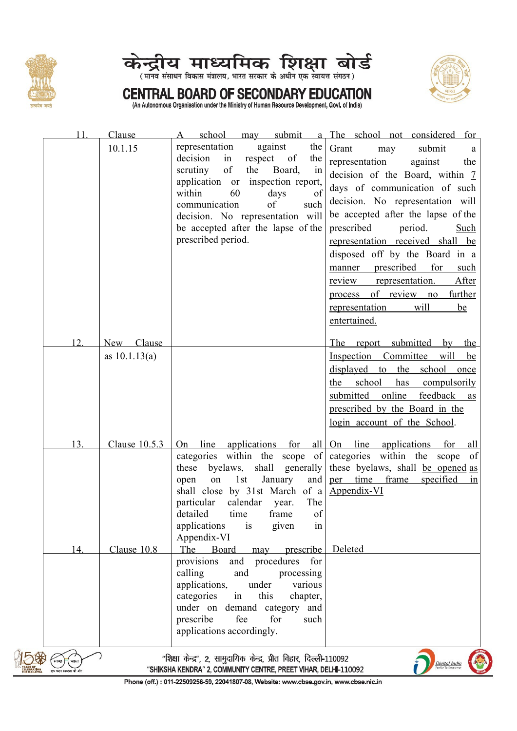| 11. | Clause 10.1.15 | A school may submit a representation against the decision in respect of the scrutiny of the Board, in application or inspection report, within 60 days of communication of such decision. No representation will be accepted after the lapse of the prescribed period. | The school not considered for Grant may submit a representation against the decision of the Board, within 7 days of communication of such decision. No representation will be accepted after the lapse of the prescribed period. Such representation received shall be disposed off by the Board in a manner prescribed for such review representation. After process of review no further representation will be entertained. |
|---|---|---|---|
| 12. | New Clause as 10.1.13(a) | | The report submitted by the Inspection Committee will be displayed to the school once the school has compulsorily submitted online feedback as prescribed by the Board in the login account of the School. |
| 13. | Clause 10.5.3 | On line applications for all categories within the scope of these byelaws, shall generally open on 1st January and shall close by 31st March of a particular calendar year. The detailed time frame of applications is given in Appendix-VI | On line applications for all categories within the scope of these byelaws, shall be opened as per time frame specified in Appendix-VI |
| 14. | Clause 10.8 | The Board may prescribe provisions and procedures for calling and processing applications, under various categories in this chapter, under on demand category and prescribe fee for such applications accordingly. | Deleted |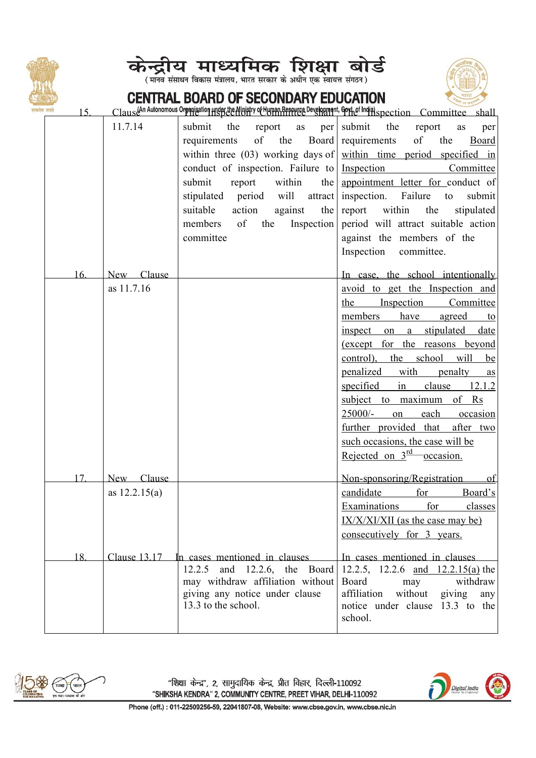| | | | |
|---|---|---|---|
| 15. | Clause 11.7.14 | The Inspection Committee shall submit the report as per requirements of the Board within three (03) working days of conduct of inspection. Failure to submit report within the stipulated period will attract suitable action against the members of the Inspection committee | The Inspection Committee shall submit the report as per requirements of the Board within time period specified in Inspection Committee appointment letter for conduct of inspection. Failure to submit report within the stipulated period will attract suitable action against the members of the Inspection committee. |
| 16. | New Clause as 11.7.16 | | In case, the school intentionally avoid to get the Inspection and the Inspection Committee members have agreed to inspect on a stipulated date (except for the reasons beyond control), the school will be penalized with penalty as specified in clause 12.1.2 subject to maximum of Rs 25000/- on each occasion further provided that after two such occasions, the case will be Rejected on 3rd occasion. |
| 17. | New Clause as 12.2.15(a) | | Non-sponsoring/Registration of candidate for Board's Examinations for classes IX/X/XI/XII (as the case may be) consecutively for 3 years. |
| 18. | Clause 13.17 | In cases mentioned in clauses 12.2.5 and 12.2.6, the Board may withdraw affiliation without giving any notice under clause 13.3 to the school. | In cases mentioned in clauses 12.2.5, 12.2.6 and 12.2.15(a) the Board may withdraw affiliation without giving any notice under clause 13.3 to the school. |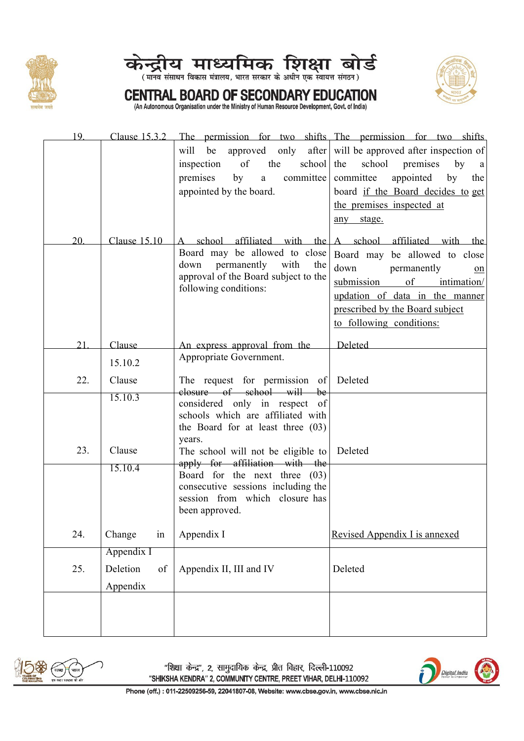| 19. | Clause 15.3.2 | The permission for two shifts will be approved only after inspection of the school premises by a committee appointed by the board. | The permission for two shifts will be approved after inspection of the school premises by a committee appointed by the board if the Board decides to get the premises inspected at any stage. |
|---|---|---|---|
| 20. | Clause 15.10 | A school affiliated with the Board may be allowed to close down permanently with the approval of the Board subject to the following conditions: | A school affiliated with the Board may be allowed to close down permanently on submission of intimation/ updation of data in the manner prescribed by the Board subject to following conditions: |
| 21. | Clause 15.10.2 | An express approval from the Appropriate Government. | Deleted |
| 22. | Clause 15.10.3 | The request for permission of closure of school will be considered only in respect of schools which are affiliated with the Board for at least three (03) years. | Deleted |
| 23. | Clause 15.10.4 | The school will not be eligible to apply for affiliation with the Board for the next three (03) consecutive sessions including the session from which closure has been approved. | Deleted |
| 24. | Change in Appendix I | Appendix I | Revised Appendix I is annexed |
| 25. | Deletion of Appendix | Appendix II, III and IV | Deleted |
| | | | |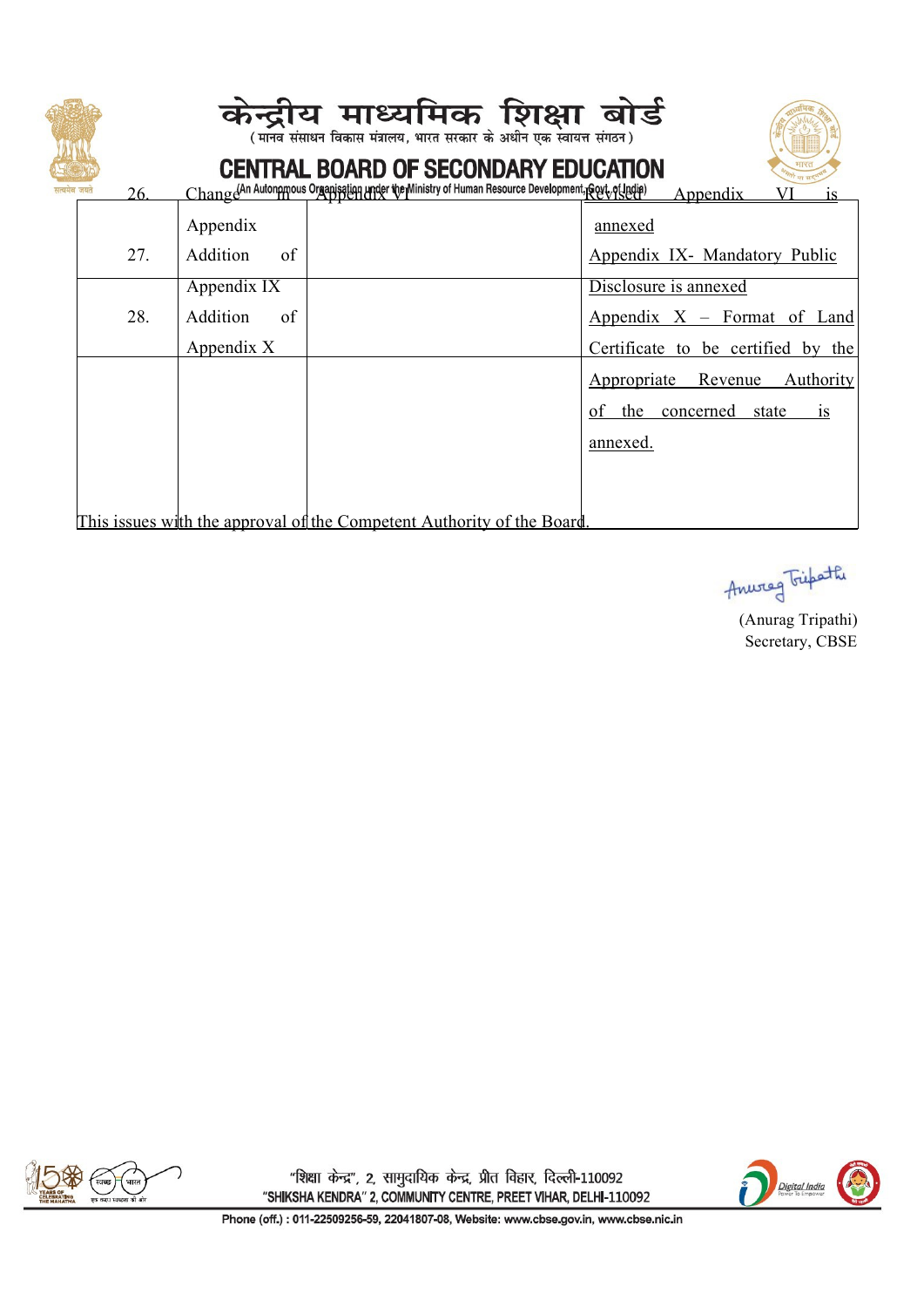| | | | |
|---|---|---|---|
| 26. | Change in Appendix VI | | Revised Appendix VI is annexed |
| 27. | Addition of Appendix IX | | Appendix IX- Mandatory Public Disclosure is annexed |
| 28. | Addition of Appendix X | | Appendix X – Format of Land Certificate to be certified by the Appropriate Revenue Authority of the concerned state is annexed. |

This issues with the approval of the Competent Authority of the Board.

(Anurag Tripathi)
Secretary, CBSE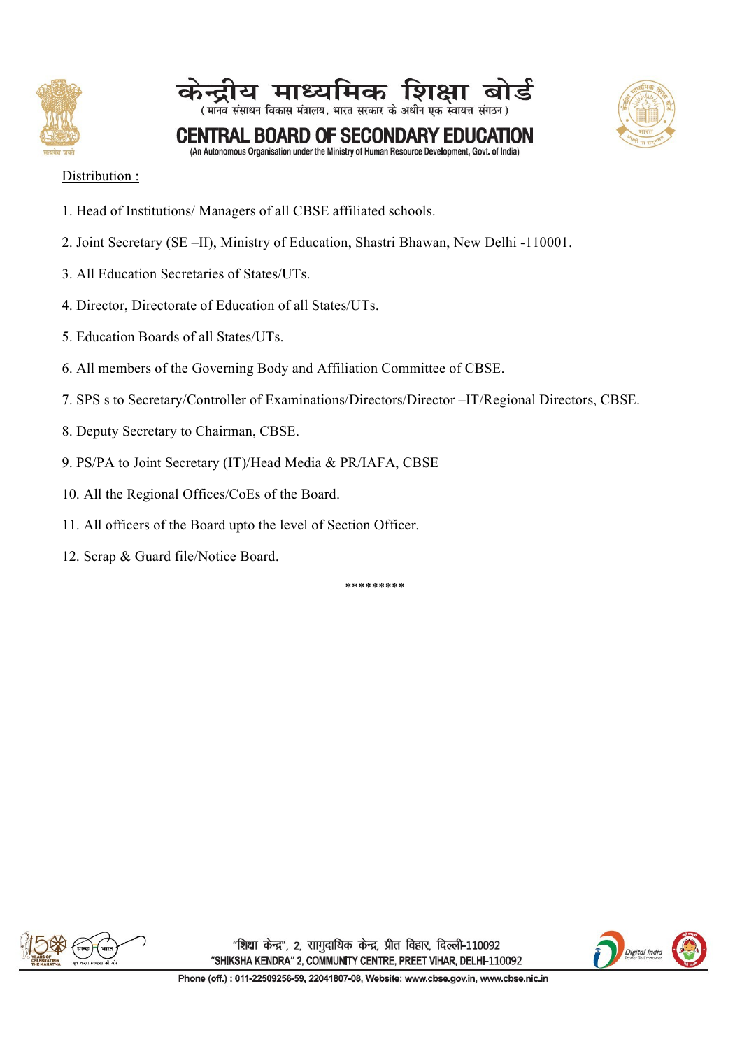Distribution :

1. Head of Institutions/ Managers of all CBSE affiliated schools.
2. Joint Secretary (SE –II), Ministry of Education, Shastri Bhawan, New Delhi -110001.
3. All Education Secretaries of States/UTs.
4. Director, Directorate of Education of all States/UTs.
5. Education Boards of all States/UTs.
6. All members of the Governing Body and Affiliation Committee of CBSE.
7. SPS s to Secretary/Controller of Examinations/Directors/Director –IT/Regional Directors, CBSE.
8. Deputy Secretary to Chairman, CBSE.
9. PS/PA to Joint Secretary (IT)/Head Media & PR/IAFA, CBSE
10. All the Regional Offices/CoEs of the Board.
11. All officers of the Board upto the level of Section Officer.
12. Scrap & Guard file/Notice Board.

*********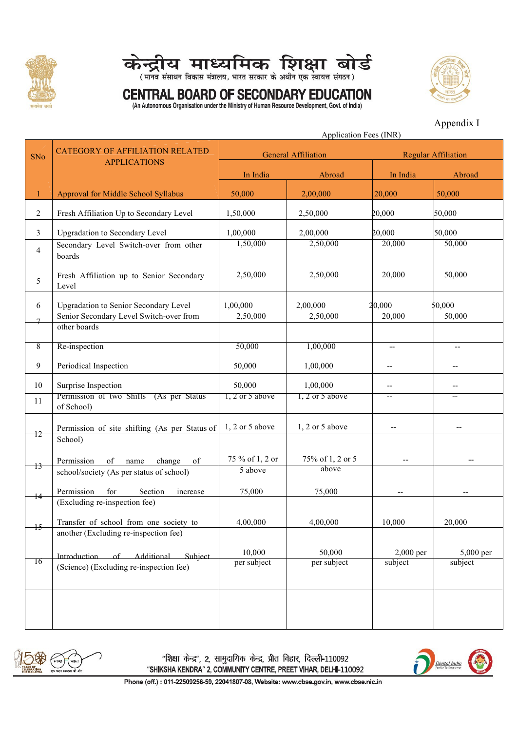# केन्द्रीय माध्यमिक शिक्षा बोर्ड

(मानव संसाधन विकास मंत्रालय, भारत सरकार के अधीन एक स्वायत्त संगठन)

# CENTRAL BOARD OF SECONDARY EDUCATION

(An Autonomous Organisation under the Ministry of Human Resource Development, Govt. of India)

Appendix I

Application Fees (INR)

| SNo | CATEGORY OF AFFILIATION RELATED APPLICATIONS | General Affiliation | | Regular Affiliation | |
|---|---|---|---|---|---|
| | | In India | Abroad | In India | Abroad |
| 1 | Approval for Middle School Syllabus | 50,000 | 2,00,000 | 20,000 | 50,000 |
| 2 | Fresh Affiliation Up to Secondary Level | 1,50,000 | 2,50,000 | 20,000 | 50,000 |
| 3 | Upgradation to Secondary Level | 1,00,000 | 2,00,000 | 20,000 | 50,000 |
| 4 | Secondary Level Switch-over from other boards | 1,50,000 | 2,50,000 | 20,000 | 50,000 |
| 5 | Fresh Affiliation up to Senior Secondary Level | 2,50,000 | 2,50,000 | 20,000 | 50,000 |
| 6 | Upgradation to Senior Secondary Level | 1,00,000 | 2,00,000 | 20,000 | 50,000 |
| 7 | Senior Secondary Level Switch-over from other boards | 2,50,000 | 2,50,000 | 20,000 | 50,000 |
| 8 | Re-inspection | 50,000 | 1,00,000 | -- | -- |
| 9 | Periodical Inspection | 50,000 | 1,00,000 | -- | -- |
| 10 | Surprise Inspection | 50,000 | 1,00,000 | -- | -- |
| 11 | Permission of two Shifts (As per Status of School) | 1, 2 or 5 above | 1, 2 or 5 above | -- | -- |
| 12 | Permission of site shifting (As per Status of School) | 1, 2 or 5 above | 1, 2 or 5 above | -- | -- |
| 13 | Permission of name change of school/society (As per status of school) | 75 % of 1, 2 or 5 above | 75% of 1, 2 or 5 above | -- | -- |
| 14 | Permission for Section increase (Excluding re-inspection fee) | 75,000 | 75,000 | -- | -- |
| 15 | Transfer of school from one society to another (Excluding re-inspection fee) | 4,00,000 | 4,00,000 | 10,000 | 20,000 |
| 16 | Introduction of Additional Subject (Science) (Excluding re-inspection fee) | 10,000 per subject | 50,000 per subject | 2,000 per subject | 5,000 per subject |
| | | | | | |

"शिक्षा केन्द्र", 2, सामुदायिक केन्द्र, प्रीत विहार, दिल्ली-110092
"SHIKSHA KENDRA" 2, COMMUNITY CENTRE, PREET VIHAR, DELHI-110092
Phone (off.) : 011-22509256-59, 22041807-08, Website: www.cbse.gov.in, www.cbse.nic.in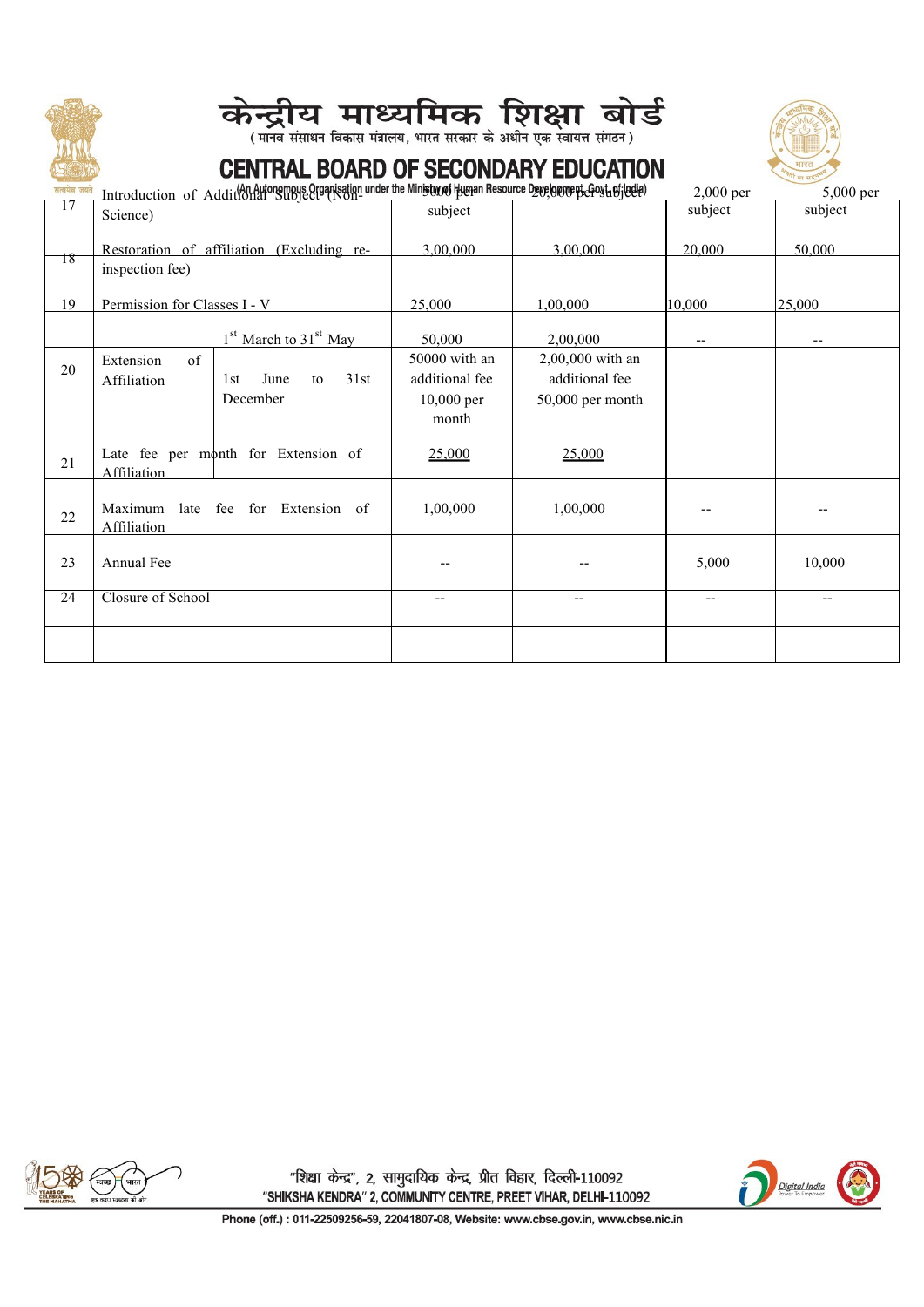| 17 | Introduction of Additional Subject (Non-Science) | | 20,000 per subject | 2,000 per subject | 5,000 per subject |
|---|---|---|---|---|---|
| 18 | Restoration of affiliation (Excluding re-inspection fee) | | 3,00,000 | 3,00,000 | 20,000 | 50,000 |
| 19 | Permission for Classes I - V | | 25,000 | 1,00,000 | 10,000 | 25,000 |
| 20 | Extension of Affiliation | 1[st] March to 31[st] May | 50,000 | 2,00,000 | -- | -- |
| | | 1st June to 31st December | 50000 with an additional fee 10,000 per month | 2,00,000 with an additional fee 50,000 per month | | |
| 21 | Late fee per month for Extension of Affiliation | | 25,000 | 25,000 | | |
| 22 | Maximum late fee for Extension of Affiliation | | 1,00,000 | 1,00,000 | -- | -- |
| 23 | Annual Fee | | -- | -- | 5,000 | 10,000 |
| 24 | Closure of School | | -- | -- | -- | -- |
| | | | | | | |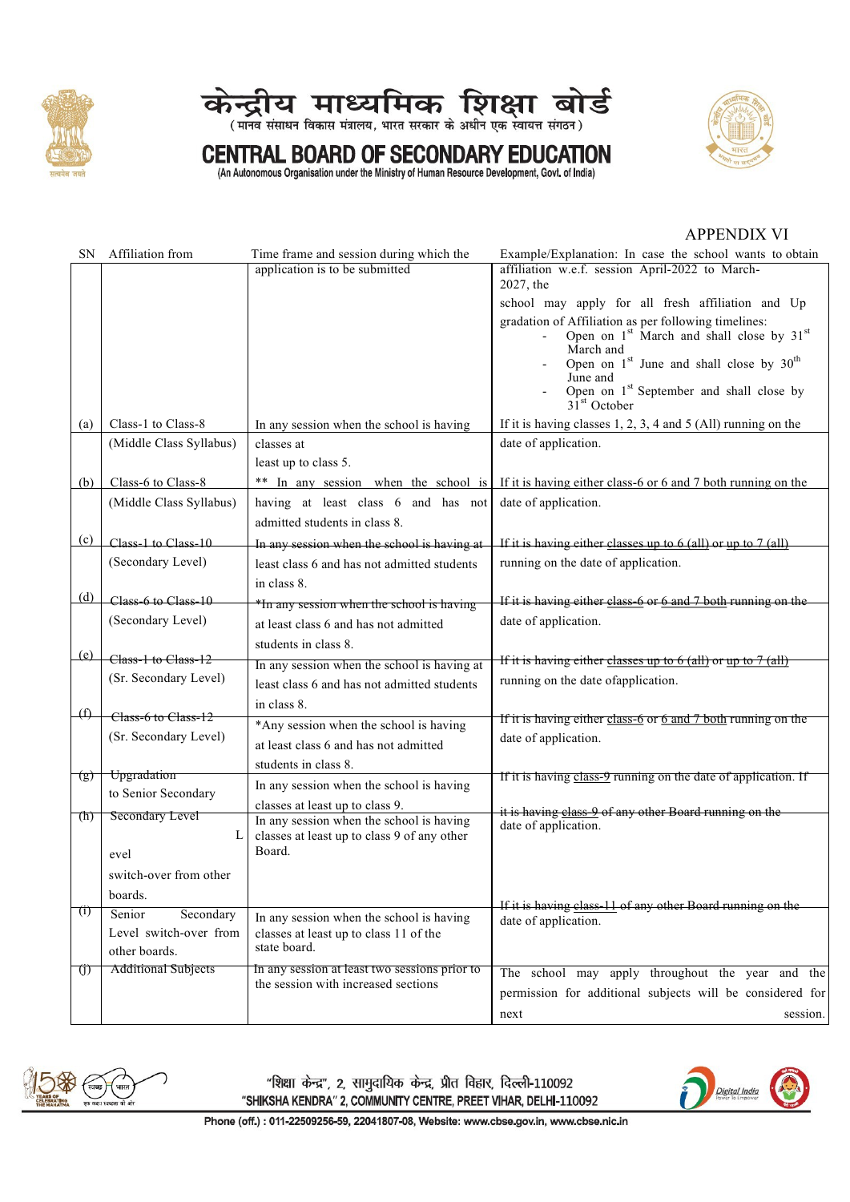# केन्द्रीय माध्यमिक शिक्षा बोर्ड

(मानव संसाधन विकास मंत्रालय, भारत सरकार के अधीन एक स्वायत्त संगठन)

# CENTRAL BOARD OF SECONDARY EDUCATION

(An Autonomous Organisation under the Ministry of Human Resource Development, Govt. of India)

## APPENDIX VI

| SN | Affiliation from | Time frame and session during which the application is to be submitted | Example/Explanation: In case the school wants to obtain affiliation w.e.f. session April-2022 to March-2027, the school may apply for all fresh affiliation and Up gradation of Affiliation as per following timelines: - Open on 1st March and shall close by 31st March and - Open on 1st June and shall close by 30th June and - Open on 1st September and shall close by 31st October |
|---|---|---|---|
| (a) | Class-1 to Class-8 (Middle Class Syllabus) | In any session when the school is having classes at least up to class 5. | If it is having classes 1, 2, 3, 4 and 5 (All) running on the date of application. |
| (b) | Class-6 to Class-8 (Middle Class Syllabus) | ** In any session when the school is having at least class 6 and has not admitted students in class 8. | If it is having either class-6 or 6 and 7 both running on the date of application. |
| (c) | ~~Class-1 to Class-10~~ (Secondary Level) | ~~In any session when the school is having at~~ least class 6 and has not admitted students in class 8. | ~~If it is having either classes up to 6 (all) or up to 7 (all)~~ running on the date of application. |
| (d) | ~~Class-6 to Class-10~~ (Secondary Level) | ~~*In any session when the school is having~~ at least class 6 and has not admitted students in class 8. | ~~If it is having either class-6 or 6 and 7 both running on the~~ date of application. |
| (e) | ~~Class-1 to Class-12~~ (Sr. Secondary Level) | In any session when the school is having at least class 6 and has not admitted students in class 8. | ~~If it is having either classes up to 6 (all) or up to 7 (all)~~ running on the date ofapplication. |
| (f) | ~~Class-6 to Class-12~~ (Sr. Secondary Level) | *Any session when the school is having at least class 6 and has not admitted students in class 8. | ~~If it is having either class-6 or 6 and 7 both running on the~~ date of application. |
| (g) | ~~Upgradation~~ to Senior Secondary | In any session when the school is having classes at least up to class 9. | ~~If it is having class-9 running on the date of application. If~~ |
| (h) | ~~Secondary Level~~ Level switch-over from other boards. | In any session when the school is having classes at least up to class 9 of any other Board. | ~~it is having class 9 of any other Board running on the~~ date of application. |
| (i) | Senior Secondary Level switch-over from other boards. | In any session when the school is having classes at least up to class 11 of the state board. | ~~If it is having class-11 of any other Board running on the~~ date of application. |
| (j) | ~~Additional Subjects~~ | ~~In any session at least two sessions prior to~~ the session with increased sections | The school may apply throughout the year and the permission for additional subjects will be considered for next session. |

"शिक्षा केन्द्र", 2, सामुदायिक केन्द्र, प्रीत विहार, दिल्ली-110092
"SHIKSHA KENDRA" 2, COMMUNITY CENTRE, PREET VIHAR, DELHI-110092
Phone (off.) : 011-22509256-59, 22041807-08, Website: www.cbse.gov.in, www.cbse.nic.in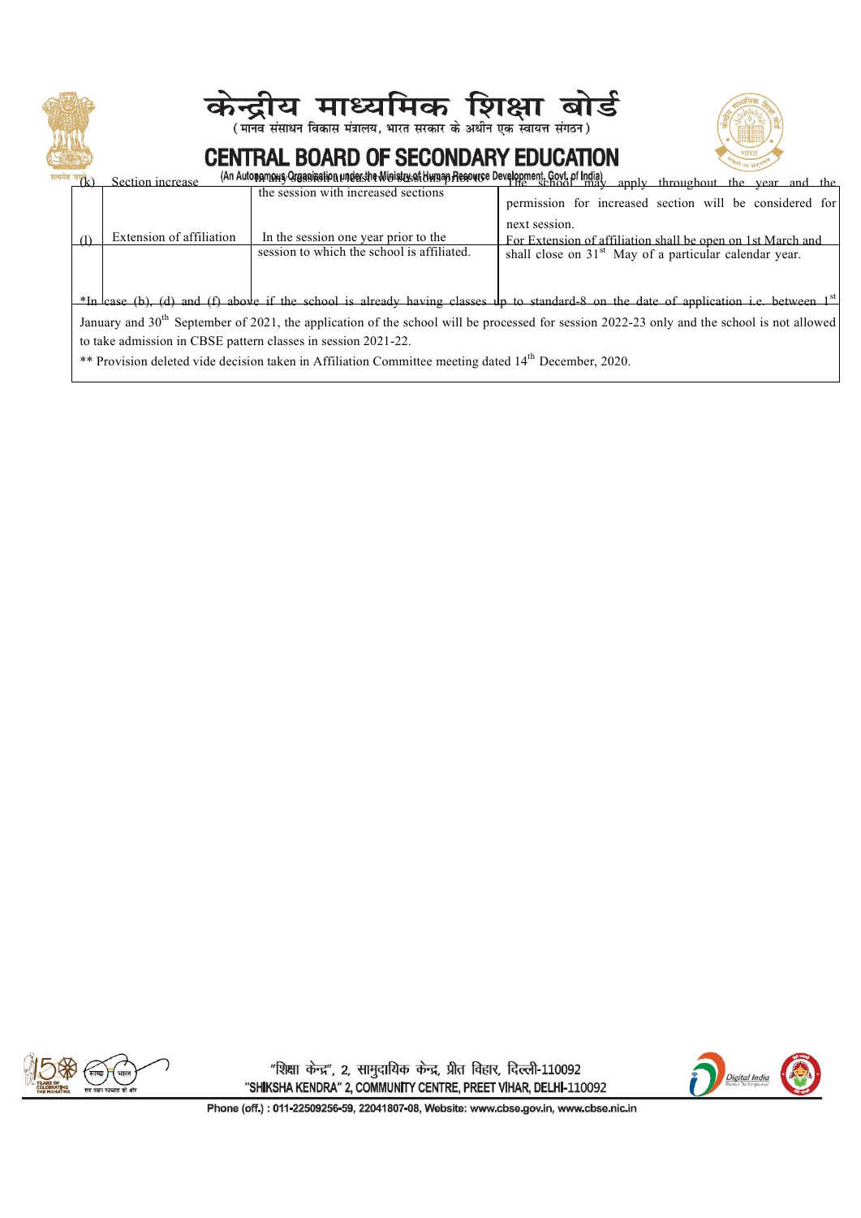| (k) | Section increase | In any session at least two sessions prior to the session with increased sections | The school may apply throughout the year and the permission for increased section will be considered for next session. |
|---|---|---|---|
| (l) | Extension of affiliation | In the session one year prior to the session to which the school is affiliated. | For Extension of affiliation shall be open on 1st March and shall close on 31st May of a particular calendar year. |

*In case (b), (d) and (f) above if the school is already having classes up to standard-8 on the date of application i.e. between 1st January and 30th September of 2021, the application of the school will be processed for session 2022-23 only and the school is not allowed to take admission in CBSE pattern classes in session 2021-22.

** Provision deleted vide decision taken in Affiliation Committee meeting dated 14th December, 2020.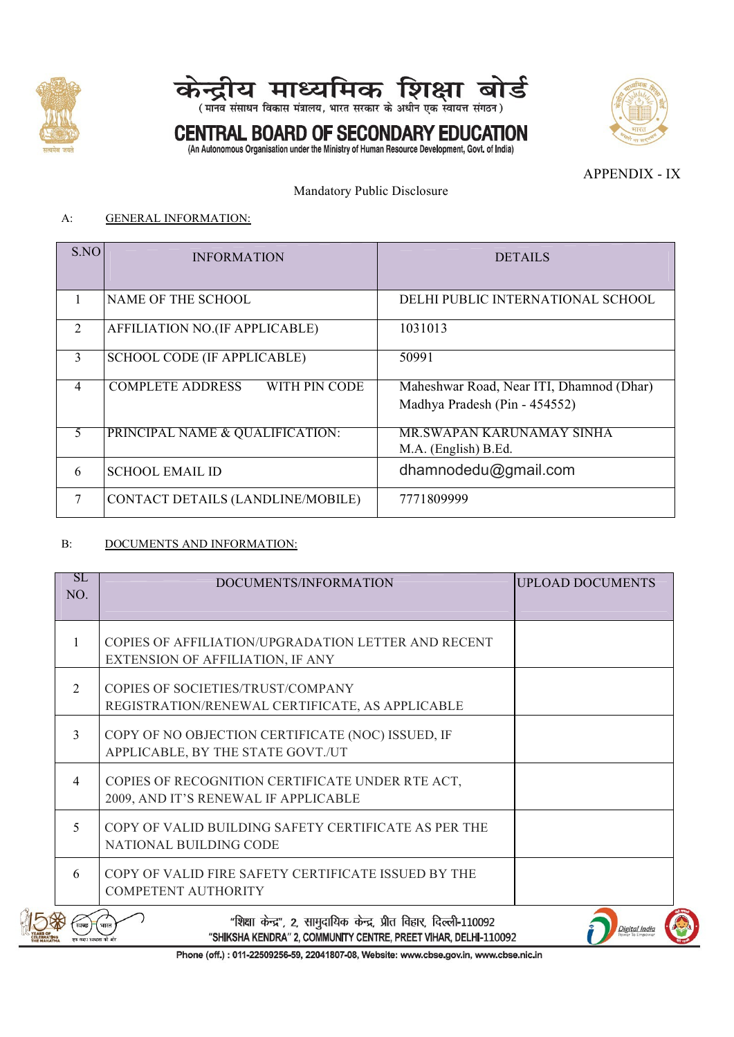# केन्द्रीय माध्यमिक शिक्षा बोर्ड
(मानव संसाधन विकास मंत्रालय, भारत सरकार के अधीन एक स्वायत्त संगठन)

# CENTRAL BOARD OF SECONDARY EDUCATION
(An Autonomous Organisation under the Ministry of Human Resource Development, Govt. of India)

APPENDIX - IX

Mandatory Public Disclosure

A: GENERAL INFORMATION:

| S.NO | INFORMATION | DETAILS |
|---|---|---|
| 1 | NAME OF THE SCHOOL | DELHI PUBLIC INTERNATIONAL SCHOOL |
| 2 | AFFILIATION NO.(IF APPLICABLE) | 1031013 |
| 3 | SCHOOL CODE (IF APPLICABLE) | 50991 |
| 4 | COMPLETE ADDRESS WITH PIN CODE | Maheshwar Road, Near ITI, Dhamnod (Dhar) Madhya Pradesh (Pin - 454552) |
| 5 | PRINCIPAL NAME & QUALIFICATION: | MR.SWAPAN KARUNAMAY SINHA M.A. (English) B.Ed. |
| 6 | SCHOOL EMAIL ID | dhamnodedu@gmail.com |
| 7 | CONTACT DETAILS (LANDLINE/MOBILE) | 7771809999 |

B: DOCUMENTS AND INFORMATION:

| SL NO. | DOCUMENTS/INFORMATION | UPLOAD DOCUMENTS |
|---|---|---|
| 1 | COPIES OF AFFILIATION/UPGRADATION LETTER AND RECENT EXTENSION OF AFFILIATION, IF ANY | |
| 2 | COPIES OF SOCIETIES/TRUST/COMPANY REGISTRATION/RENEWAL CERTIFICATE, AS APPLICABLE | |
| 3 | COPY OF NO OBJECTION CERTIFICATE (NOC) ISSUED, IF APPLICABLE, BY THE STATE GOVT./UT | |
| 4 | COPIES OF RECOGNITION CERTIFICATE UNDER RTE ACT, 2009, AND IT'S RENEWAL IF APPLICABLE | |
| 5 | COPY OF VALID BUILDING SAFETY CERTIFICATE AS PER THE NATIONAL BUILDING CODE | |
| 6 | COPY OF VALID FIRE SAFETY CERTIFICATE ISSUED BY THE COMPETENT AUTHORITY | |

"शिक्षा केन्द्र", 2, सामुदायिक केन्द्र, प्रीत विहार, दिल्ली-110092
"SHIKSHA KENDRA" 2, COMMUNITY CENTRE, PREET VIHAR, DELHI-110092
Phone (off.) : 011-22509256-59, 22041807-08, Website: www.cbse.gov.in, www.cbse.nic.in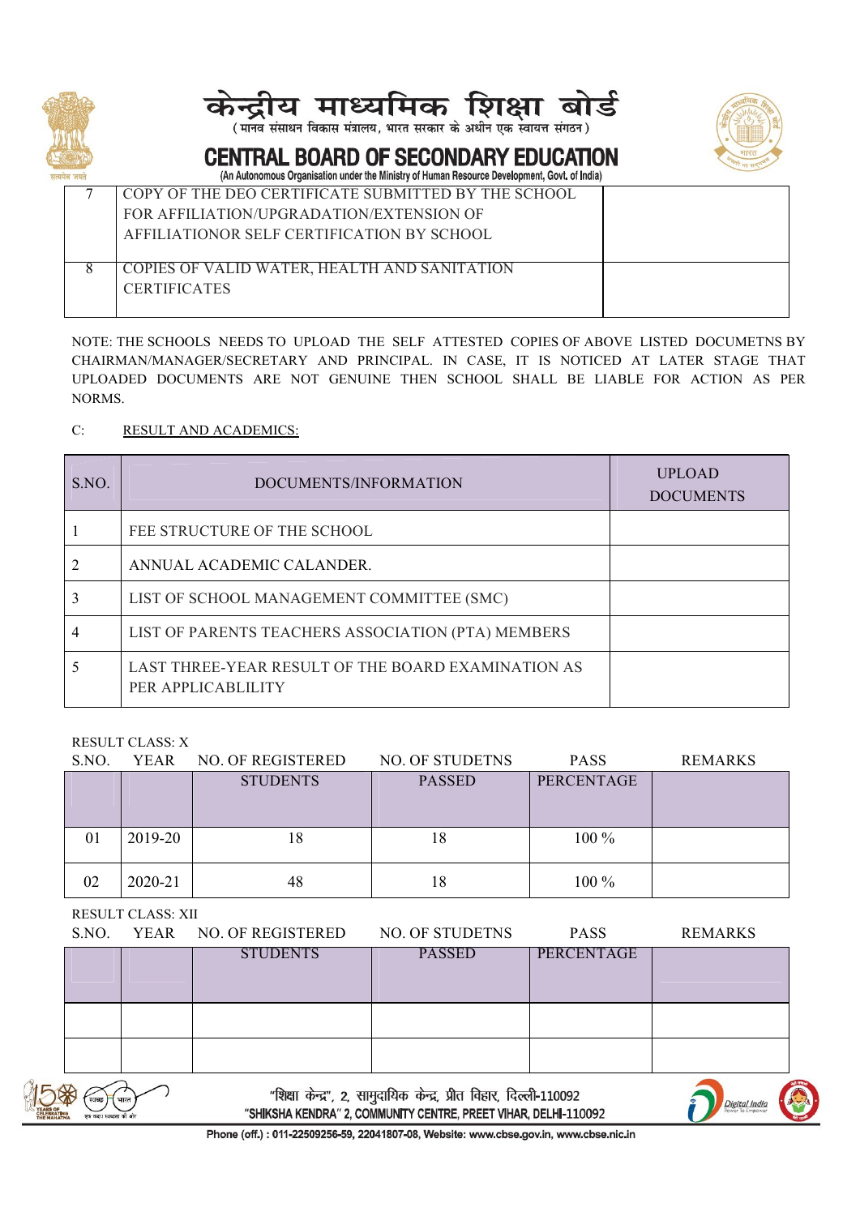| 7 | COPY OF THE DEO CERTIFICATE SUBMITTED BY THE SCHOOL FOR AFFILIATION/UPGRADATION/EXTENSION OF AFFILIATIONOR SELF CERTIFICATION BY SCHOOL | |
|---|---|---|
| 8 | COPIES OF VALID WATER, HEALTH AND SANITATION CERTIFICATES | |

NOTE: THE SCHOOLS NEEDS TO UPLOAD THE SELF ATTESTED COPIES OF ABOVE LISTED DOCUMETNS BY CHAIRMAN/MANAGER/SECRETARY AND PRINCIPAL. IN CASE, IT IS NOTICED AT LATER STAGE THAT UPLOADED DOCUMENTS ARE NOT GENUINE THEN SCHOOL SHALL BE LIABLE FOR ACTION AS PER NORMS.

C: RESULT AND ACADEMICS:

| S.NO. | DOCUMENTS/INFORMATION | UPLOAD DOCUMENTS |
|---|---|---|
| 1 | FEE STRUCTURE OF THE SCHOOL | |
| 2 | ANNUAL ACADEMIC CALANDER. | |
| 3 | LIST OF SCHOOL MANAGEMENT COMMITTEE (SMC) | |
| 4 | LIST OF PARENTS TEACHERS ASSOCIATION (PTA) MEMBERS | |
| 5 | LAST THREE-YEAR RESULT OF THE BOARD EXAMINATION AS PER APPLICABLILITY | |

RESULT CLASS: X

| S.NO. | YEAR | NO. OF REGISTERED STUDENTS | NO. OF STUDETNS PASSED | PASS PERCENTAGE | REMARKS |
|---|---|---|---|---|---|
| 01 | 2019-20 | 18 | 18 | 100 % | |
| 02 | 2020-21 | 48 | 18 | 100 % | |

RESULT CLASS: XII

| S.NO. | YEAR | NO. OF REGISTERED STUDENTS | NO. OF STUDETNS PASSED | PASS PERCENTAGE | REMARKS |
|---|---|---|---|---|---|
| | | | | | |
| | | | | | |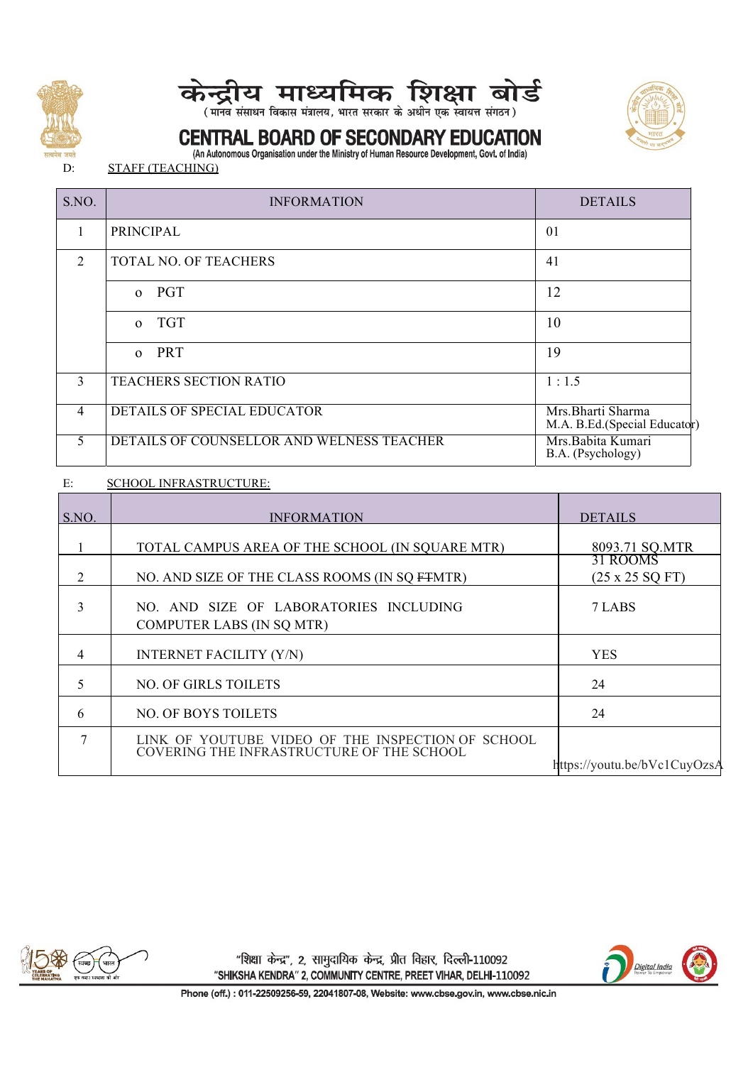D: STAFF (TEACHING)

| S.NO. | INFORMATION | DETAILS |
|---|---|---|
| 1 | PRINCIPAL | 01 |
| 2 | TOTAL NO. OF TEACHERS | 41 |
| | o PGT | 12 |
| | o TGT | 10 |
| | o PRT | 19 |
| 3 | TEACHERS SECTION RATIO | 1 : 1.5 |
| 4 | DETAILS OF SPECIAL EDUCATOR | Mrs.Bharti Sharma M.A. B.Ed.(Special Educator) |
| 5 | DETAILS OF COUNSELLOR AND WELNESS TEACHER | Mrs.Babita Kumari B.A. (Psychology) |

E: SCHOOL INFRASTRUCTURE:

| S.NO. | INFORMATION | DETAILS |
|---|---|---|
| 1 | TOTAL CAMPUS AREA OF THE SCHOOL (IN SQUARE MTR) | 8093.71 SQ.MTR |
| 2 | NO. AND SIZE OF THE CLASS ROOMS (IN SQ ~~FT~~MTR) | 31 ROOMS (25 x 25 SQ FT) |
| 3 | NO. AND SIZE OF LABORATORIES INCLUDING COMPUTER LABS (IN SQ MTR) | 7 LABS |
| 4 | INTERNET FACILITY (Y/N) | YES |
| 5 | NO. OF GIRLS TOILETS | 24 |
| 6 | NO. OF BOYS TOILETS | 24 |
| 7 | LINK OF YOUTUBE VIDEO OF THE INSPECTION OF SCHOOL COVERING THE INFRASTRUCTURE OF THE SCHOOL | https://youtu.be/bVc1CuyOzsA |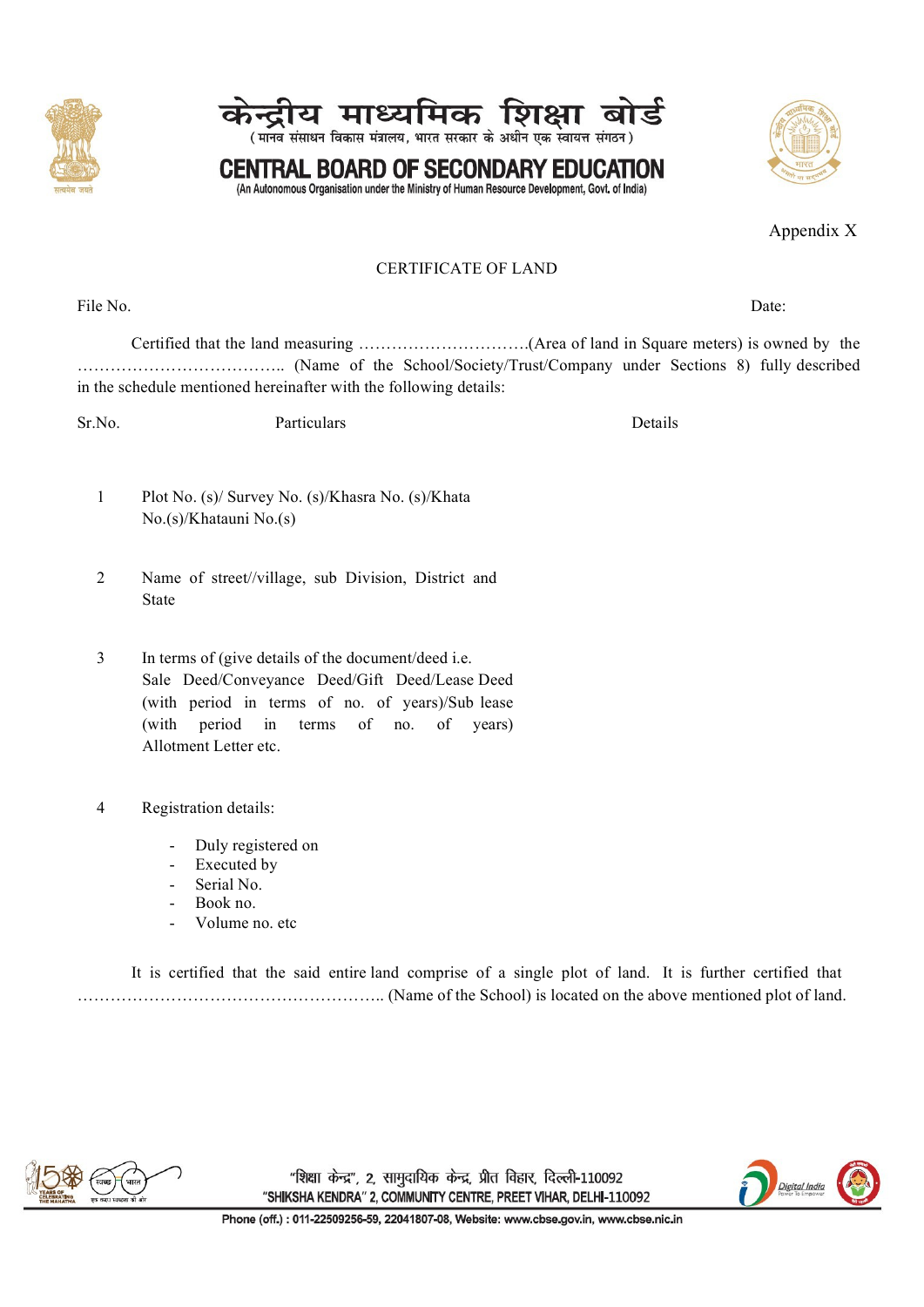Appendix X

## CERTIFICATE OF LAND

File No. Date:

Certified that the land measuring ………………………….(Area of land in Square meters) is owned by the ……………………………….. (Name of the School/Society/Trust/Company under Sections 8) fully described in the schedule mentioned hereinafter with the following details:

| Sr.No. | Particulars | Details |
|---|---|---|
| 1 | Plot No. (s)/ Survey No. (s)/Khasra No. (s)/Khata No.(s)/Khatauni No.(s) | |
| 2 | Name of street//village, sub Division, District and State | |
| 3 | In terms of (give details of the document/deed i.e. Sale Deed/Conveyance Deed/Gift Deed/Lease Deed (with period in terms of no. of years)/Sub lease (with period in terms of no. of years) Allotment Letter etc. | |
| 4 | Registration details:<br>- Duly registered on<br>- Executed by<br>- Serial No.<br>- Book no.<br>- Volume no. etc | |

It is certified that the said entire land comprise of a single plot of land. It is further certified that ……………………………………………….. (Name of the School) is located on the above mentioned plot of land.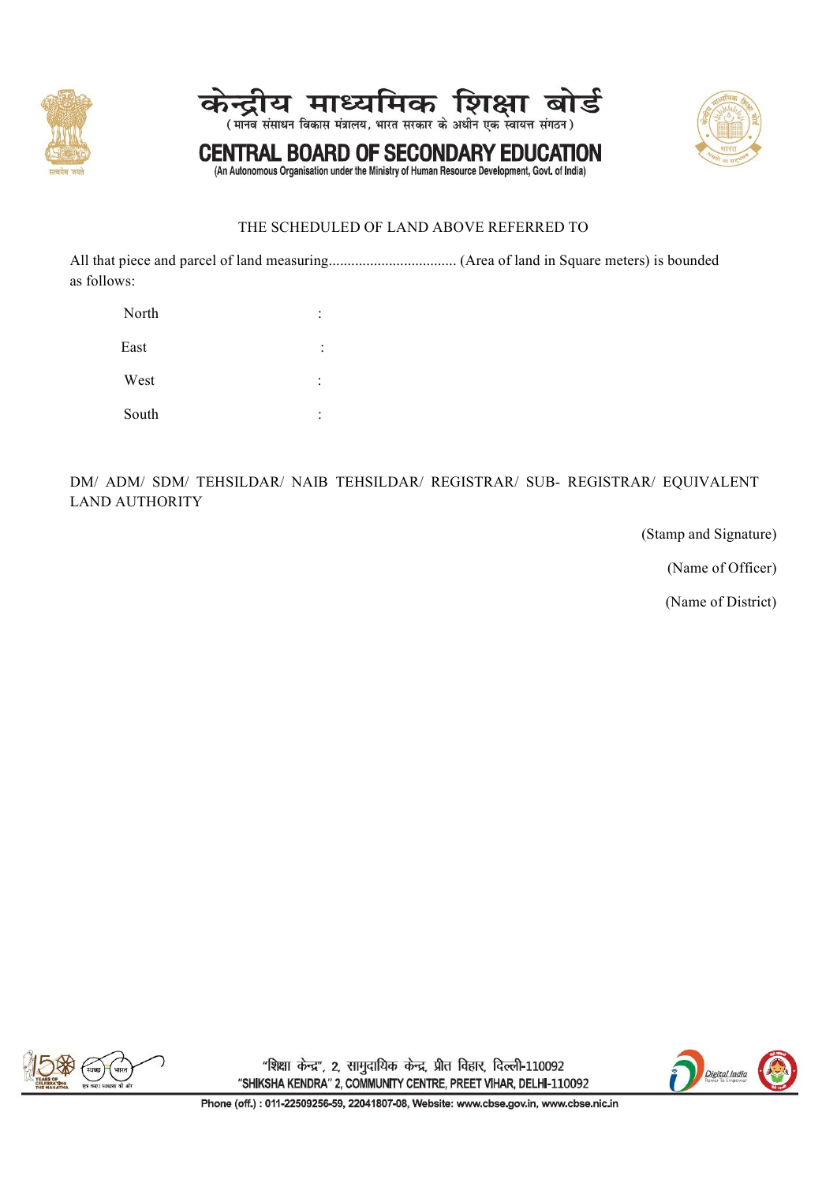THE SCHEDULED OF LAND ABOVE REFERRED TO

All that piece and parcel of land measuring.................................. (Area of land in Square meters) is bounded as follows:

North :

East :

West :

South :

DM/ ADM/ SDM/ TEHSILDAR/ NAIB TEHSILDAR/ REGISTRAR/ SUB- REGISTRAR/ EQUIVALENT LAND AUTHORITY

(Stamp and Signature)

(Name of Officer)

(Name of District)